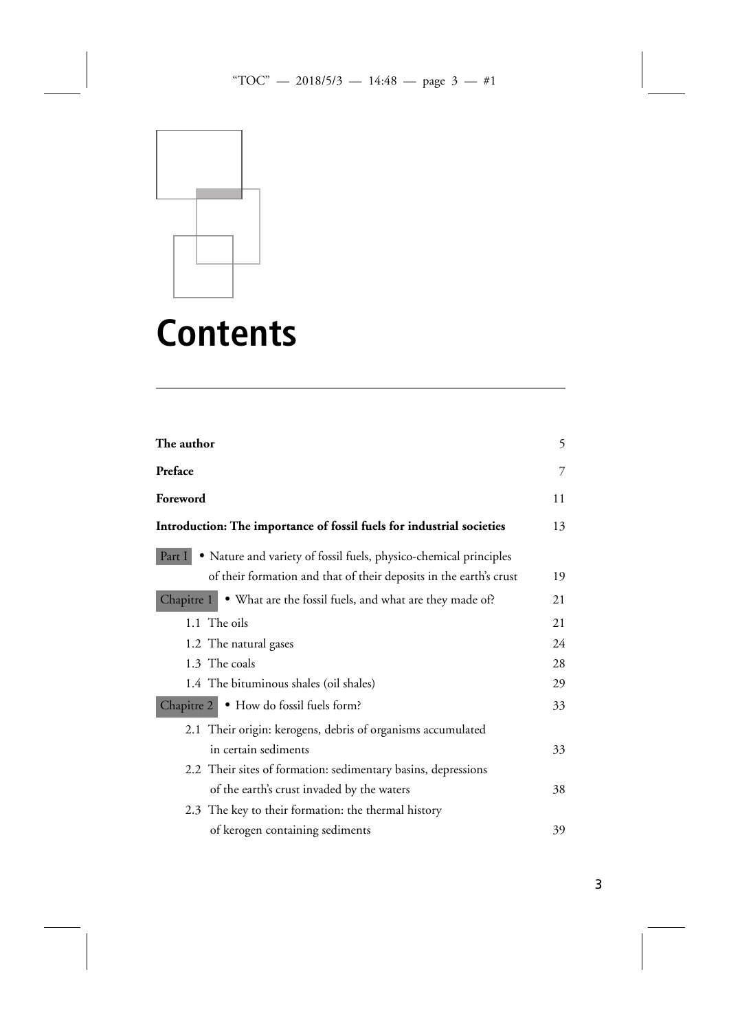# Contents

| | |
|---|---|
| **The author** | 5 |
| **Preface** | 7 |
| **Foreword** | 11 |
| **Introduction: The importance of fossil fuels for industrial societies** | 13 |
| Part I • Nature and variety of fossil fuels, physico-chemical principles of their formation and that of their deposits in the earth's crust | 19 |
| Chapitre 1 • What are the fossil fuels, and what are they made of? | 21 |
| 1.1 The oils | 21 |
| 1.2 The natural gases | 24 |
| 1.3 The coals | 28 |
| 1.4 The bituminous shales (oil shales) | 29 |
| Chapitre 2 • How do fossil fuels form? | 33 |
| 2.1 Their origin: kerogens, debris of organisms accumulated in certain sediments | 33 |
| 2.2 Their sites of formation: sedimentary basins, depressions of the earth's crust invaded by the waters | 38 |
| 2.3 The key to their formation: the thermal history of kerogen containing sediments | 39 |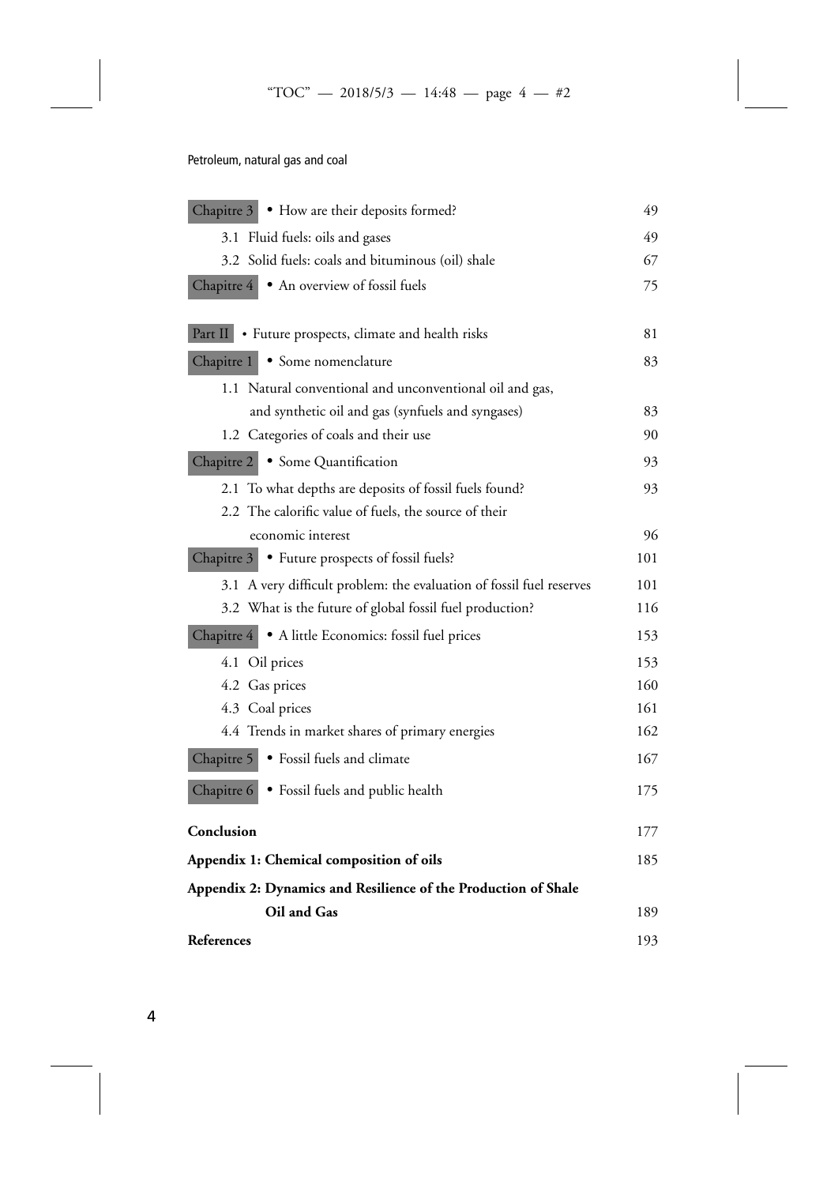Chapitre 3 • How are their deposits formed? 49

3.1 Fluid fuels: oils and gases 49

3.2 Solid fuels: coals and bituminous (oil) shale 67

Chapitre 4 • An overview of fossil fuels 75

Part II • Future prospects, climate and health risks 81

Chapitre 1 • Some nomenclature 83

1.1 Natural conventional and unconventional oil and gas, and synthetic oil and gas (synfuels and syngases) 83

1.2 Categories of coals and their use 90

Chapitre 2 • Some Quantification 93

2.1 To what depths are deposits of fossil fuels found? 93

2.2 The calorific value of fuels, the source of their economic interest 96

Chapitre 3 • Future prospects of fossil fuels? 101

3.1 A very difficult problem: the evaluation of fossil fuel reserves 101

3.2 What is the future of global fossil fuel production? 116

Chapitre 4 • A little Economics: fossil fuel prices 153

4.1 Oil prices 153

4.2 Gas prices 160

4.3 Coal prices 161

4.4 Trends in market shares of primary energies 162

Chapitre 5 • Fossil fuels and climate 167

Chapitre 6 • Fossil fuels and public health 175

**Conclusion** 177

**Appendix 1: Chemical composition of oils** 185

**Appendix 2: Dynamics and Resilience of the Production of Shale Oil and Gas** 189

**References** 193